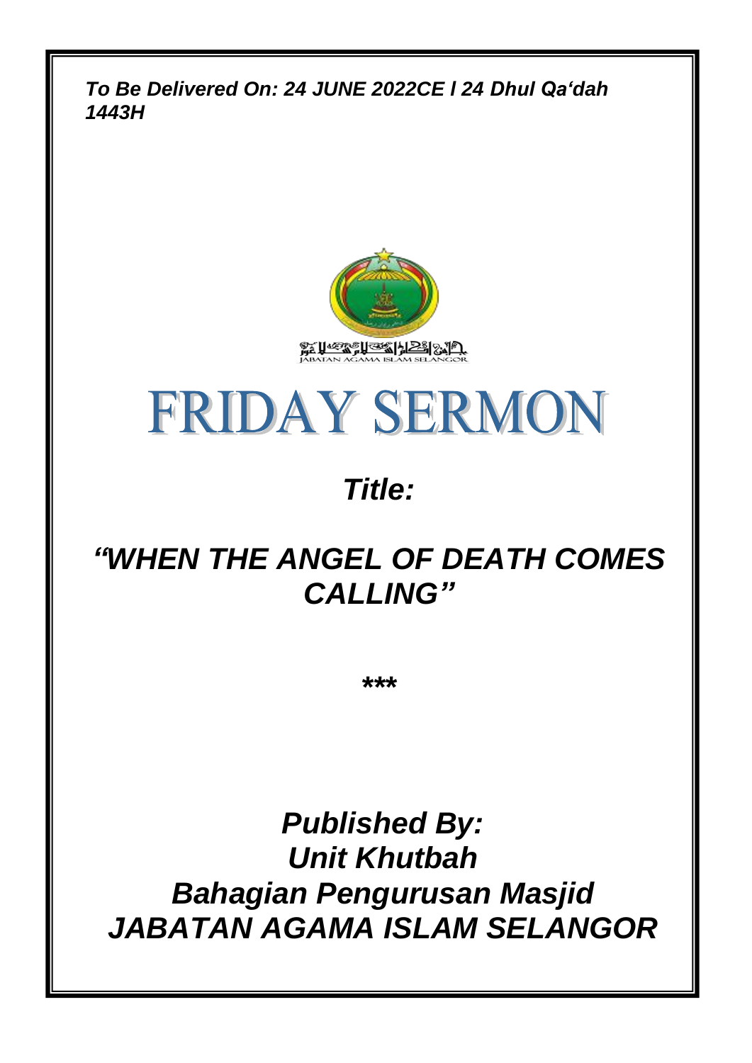***To Be Delivered On: 24 JUNE 2022CE I 24 Dhul Qa'dah 1443H***

JABATAN AGAMA ISLAM SELANGOR

# FRIDAY SERMON

## *Title:*

## *"WHEN THE ANGEL OF DEATH COMES CALLING"*

***

***Published By:***
***Unit Khutbah***
***Bahagian Pengurusan Masjid***
***JABATAN AGAMA ISLAM SELANGOR***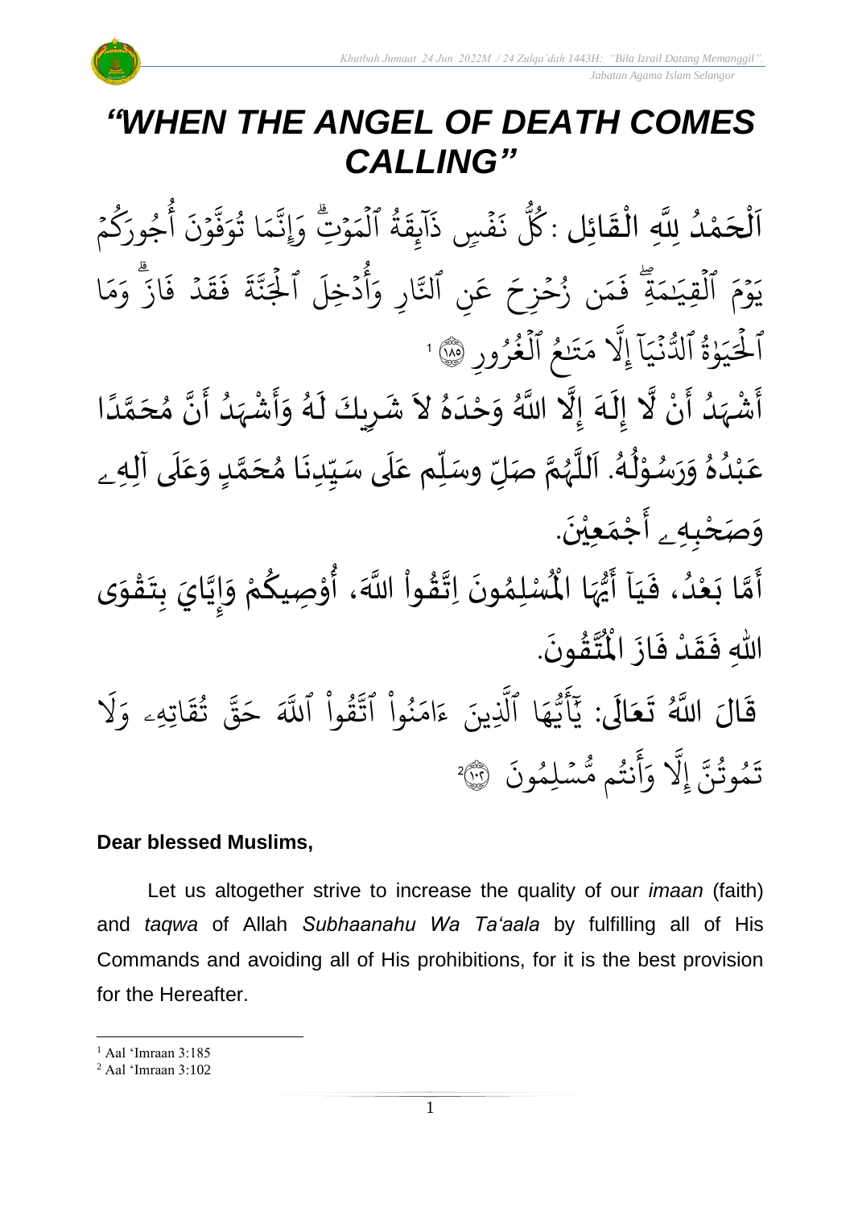# *"WHEN THE ANGEL OF DEATH COMES CALLING"*

اَلْحَمْدُ لِلَّهِ الْقَائِل : كُلُّ نَفْسٍ ذَآئِقَةُ ٱلْمَوْتِۗ وَإِنَّمَا تُوَفَّوْنَ أُجُورَكُمْ يَوْمَ ٱلْقِيَٰمَةِۖ فَمَن زُحْزِحَ عَنِ ٱلنَّارِ وَأُدْخِلَ ٱلْجَنَّةَ فَقَدْ فَازَۗ وَمَا ٱلْحَيَوٰةُ ٱلدُّنْيَآ إِلَّا مَتَٰعُ ٱلْغُرُورِ ۝١٨٥ [1]

أَشْهَدُ أَنْ لَّا إِلَهَ إِلَّا اللَّهُ وَحْدَهُ لاَ شَرِيكَ لَهُ وَأَشْهَدُ أَنَّ مُحَمَّدًا عَبْدُهُ وَرَسُوْلُهُ. اَللَّهُمَّ صَلِّ وسَلِّم عَلَى سَيِّدِنَا مُحَمَّدٍ وَعَلَى آلِهِ وَصَحْبِهِ أَجْمَعِيْنَ.

أَمَّا بَعْدُ، فَيَآ أَيُّهَا الْمُسْلِمُونَ اِتَّقُواْ اللَّهَ، أُوْصِيكُمْ وَإِيَّايَ بِتَقْوَى اللهِ فَقَدْ فَازَ الْمُتَّقُونَ.

قَالَ اللَّهُ تَعَالَى: يَٰٓأَيُّهَا ٱلَّذِينَ ءَامَنُواْ ٱتَّقُواْ ٱللَّهَ حَقَّ تُقَاتِهِۦ وَلَا تَمُوتُنَّ إِلَّا وَأَنتُم مُّسْلِمُونَ ۝١٠٢ [2]

**Dear blessed Muslims,**

Let us altogether strive to increase the quality of our *imaan* (faith) and *taqwa* of Allah *Subhaanahu Wa Ta'aala* by fulfilling all of His Commands and avoiding all of His prohibitions, for it is the best provision for the Hereafter.

---

[1] Aal 'Imraan 3:185

[2] Aal 'Imraan 3:102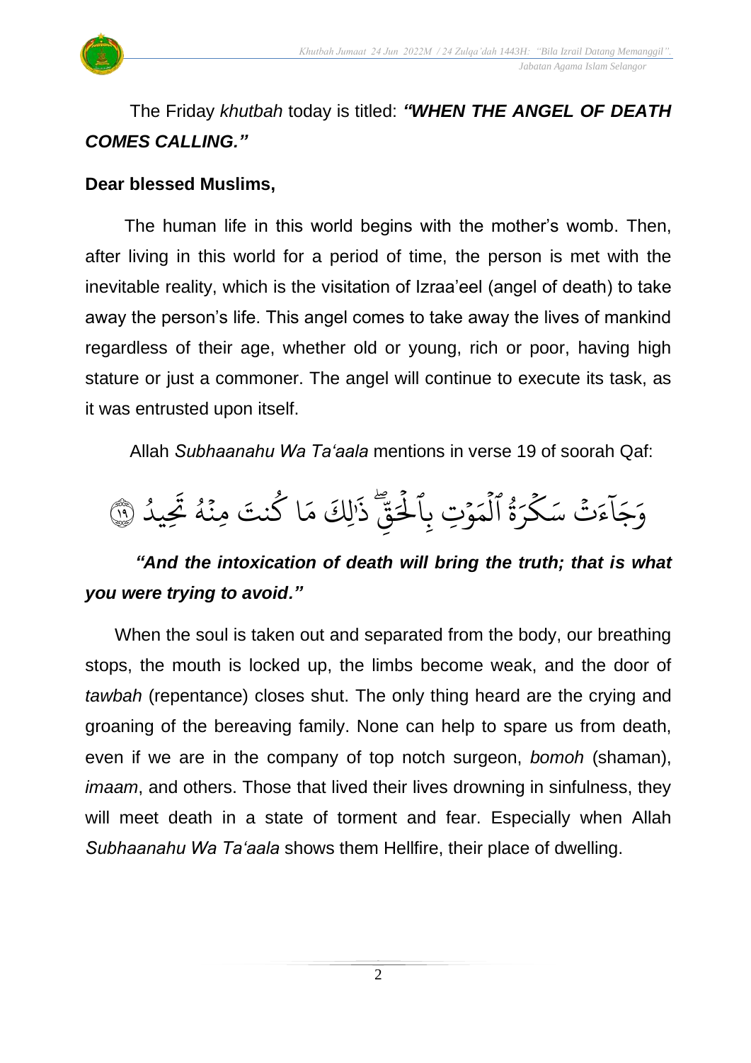The Friday *khutbah* today is titled: ***"WHEN THE ANGEL OF DEATH COMES CALLING."***

**Dear blessed Muslims,**

The human life in this world begins with the mother's womb. Then, after living in this world for a period of time, the person is met with the inevitable reality, which is the visitation of Izraa'eel (angel of death) to take away the person's life. This angel comes to take away the lives of mankind regardless of their age, whether old or young, rich or poor, having high stature or just a commoner. The angel will continue to execute its task, as it was entrusted upon itself.

Allah *Subhaanahu Wa Ta'aala* mentions in verse 19 of soorah Qaf:

وَجَآءَتۡ سَكۡرَةُ ٱلۡمَوۡتِ بِٱلۡحَقِّۖ ذَٰلِكَ مَا كُنتَ مِنۡهُ تَحِيدُ ﴿١٩﴾

***"And the intoxication of death will bring the truth; that is what you were trying to avoid."***

When the soul is taken out and separated from the body, our breathing stops, the mouth is locked up, the limbs become weak, and the door of *tawbah* (repentance) closes shut. The only thing heard are the crying and groaning of the bereaving family. None can help to spare us from death, even if we are in the company of top notch surgeon, *bomoh* (shaman), *imaam*, and others. Those that lived their lives drowning in sinfulness, they will meet death in a state of torment and fear. Especially when Allah *Subhaanahu Wa Ta'aala* shows them Hellfire, their place of dwelling.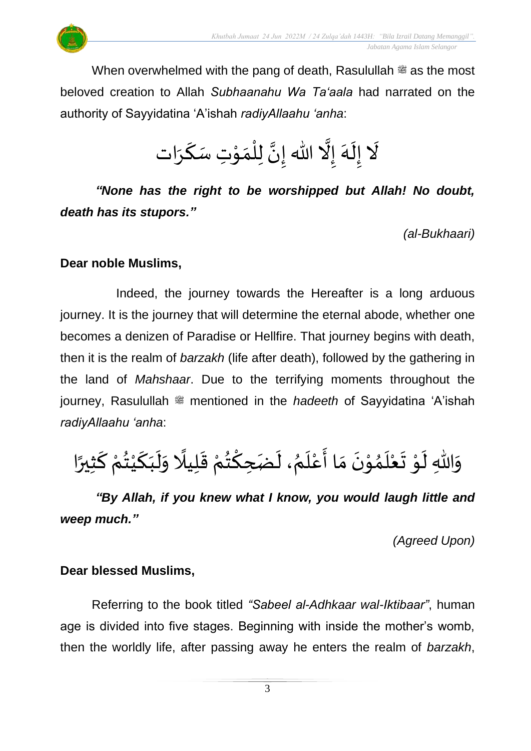When overwhelmed with the pang of death, Rasulullah ﷺ as the most beloved creation to Allah *Subhaanahu Wa Ta'aala* had narrated on the authority of Sayyidatina 'A'ishah *radiyAllaahu 'anha*:

لَا إِلَهَ إِلَّا اللّٰه إِنَّ لِلْمَوْتِ سَكَرَات

***"None has the right to be worshipped but Allah! No doubt, death has its stupors."***

*(al-Bukhaari)*

**Dear noble Muslims,**

Indeed, the journey towards the Hereafter is a long arduous journey. It is the journey that will determine the eternal abode, whether one becomes a denizen of Paradise or Hellfire. That journey begins with death, then it is the realm of *barzakh* (life after death), followed by the gathering in the land of *Mahshaar*. Due to the terrifying moments throughout the journey, Rasulullah ﷺ mentioned in the *hadeeth* of Sayyidatina 'A'ishah *radiyAllaahu 'anha*:

وَاللّٰهِ لَوْ تَعْلَمُوْنَ مَا أَعْلَمُ، لَضَحِكْتُمْ قَلِيلًا وَلَبَكَيْتُمْ كَثِيرًا

***"By Allah, if you knew what I know, you would laugh little and weep much."***

*(Agreed Upon)*

**Dear blessed Muslims,**

Referring to the book titled *"Sabeel al-Adhkaar wal-Iktibaar"*, human age is divided into five stages. Beginning with inside the mother's womb, then the worldly life, after passing away he enters the realm of *barzakh*,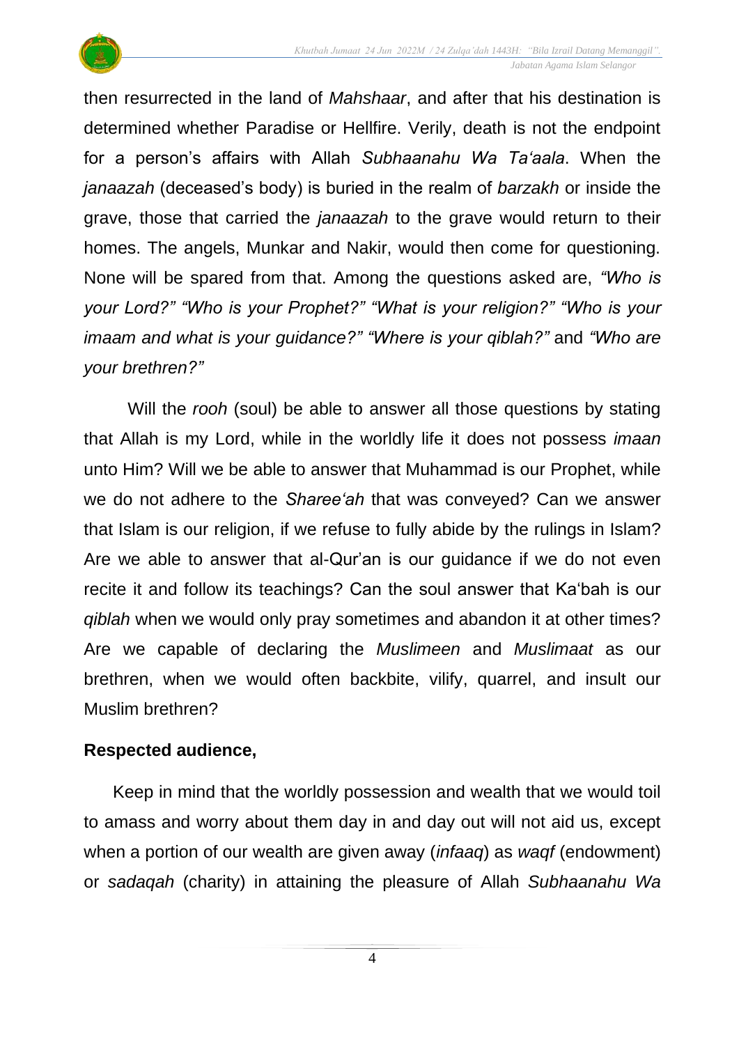then resurrected in the land of *Mahshaar*, and after that his destination is determined whether Paradise or Hellfire. Verily, death is not the endpoint for a person's affairs with Allah *Subhaanahu Wa Ta'aala*. When the *janaazah* (deceased's body) is buried in the realm of *barzakh* or inside the grave, those that carried the *janaazah* to the grave would return to their homes. The angels, Munkar and Nakir, would then come for questioning. None will be spared from that. Among the questions asked are, *"Who is your Lord?" "Who is your Prophet?" "What is your religion?" "Who is your imaam and what is your guidance?" "Where is your qiblah?"* and *"Who are your brethren?"*

Will the *rooh* (soul) be able to answer all those questions by stating that Allah is my Lord, while in the worldly life it does not possess *imaan* unto Him? Will we be able to answer that Muhammad is our Prophet, while we do not adhere to the *Sharee'ah* that was conveyed? Can we answer that Islam is our religion, if we refuse to fully abide by the rulings in Islam? Are we able to answer that al-Qur'an is our guidance if we do not even recite it and follow its teachings? Can the soul answer that Ka'bah is our *qiblah* when we would only pray sometimes and abandon it at other times? Are we capable of declaring the *Muslimeen* and *Muslimaat* as our brethren, when we would often backbite, vilify, quarrel, and insult our Muslim brethren?

**Respected audience,**

Keep in mind that the worldly possession and wealth that we would toil to amass and worry about them day in and day out will not aid us, except when a portion of our wealth are given away (*infaaq*) as *waqf* (endowment) or *sadaqah* (charity) in attaining the pleasure of Allah *Subhaanahu Wa*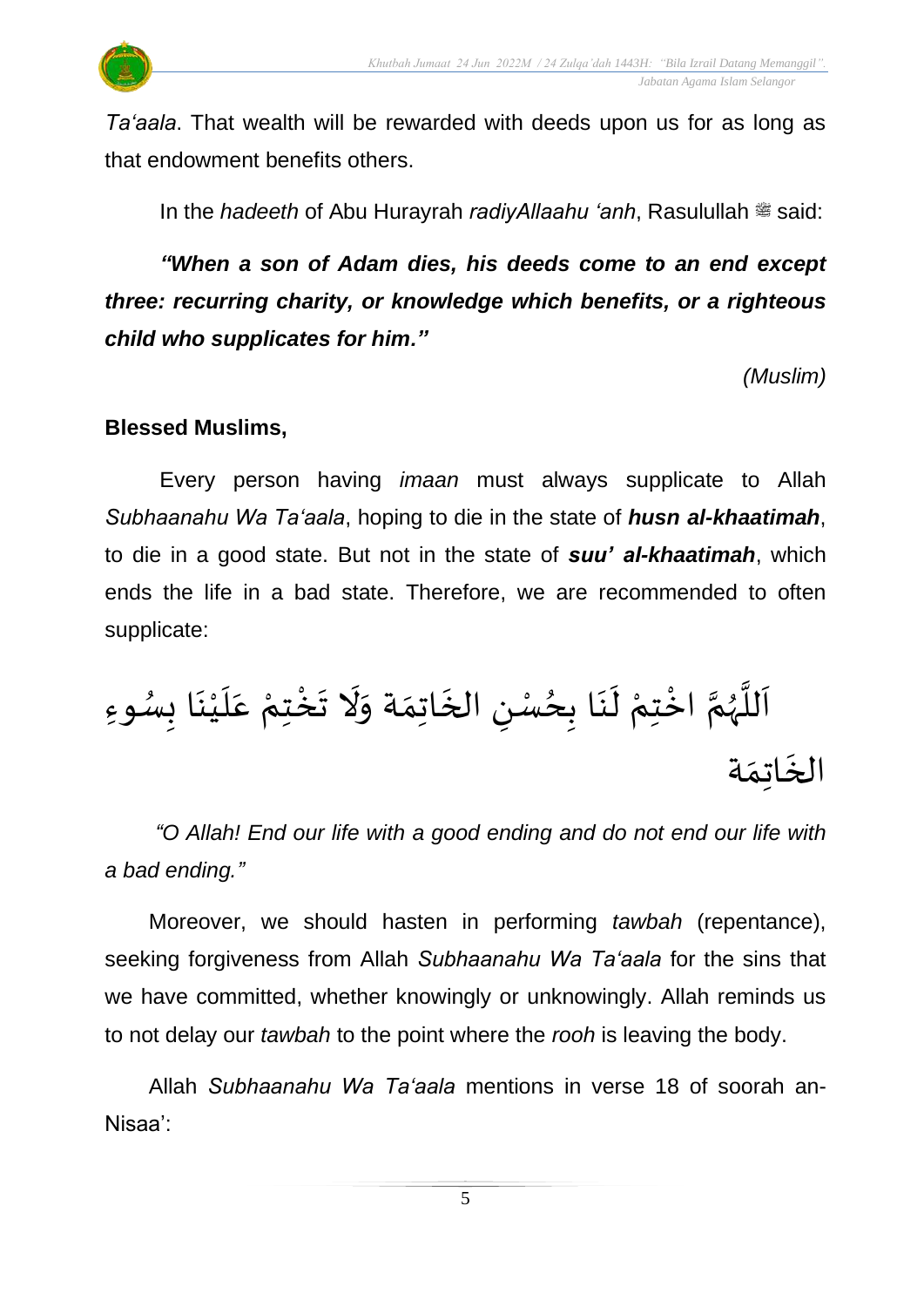*Ta'aala*. That wealth will be rewarded with deeds upon us for as long as that endowment benefits others.

In the *hadeeth* of Abu Hurayrah *radiyAllaahu 'anh*, Rasulullah ﷺ said:

***"When a son of Adam dies, his deeds come to an end except three: recurring charity, or knowledge which benefits, or a righteous child who supplicates for him."***

*(Muslim)*

**Blessed Muslims,**

Every person having *imaan* must always supplicate to Allah *Subhaanahu Wa Ta'aala*, hoping to die in the state of ***husn al-khaatimah***, to die in a good state. But not in the state of ***suu' al-khaatimah***, which ends the life in a bad state. Therefore, we are recommended to often supplicate:

اَللَّهُمَّ اخْتِمْ لَنَا بِحُسْنِ الخَاتِمَة وَلَا تَخْتِمْ عَلَيْنَا بِسُوءِ الخَاتِمَة

*"O Allah! End our life with a good ending and do not end our life with a bad ending."*

Moreover, we should hasten in performing *tawbah* (repentance), seeking forgiveness from Allah *Subhaanahu Wa Ta'aala* for the sins that we have committed, whether knowingly or unknowingly. Allah reminds us to not delay our *tawbah* to the point where the *rooh* is leaving the body.

Allah *Subhaanahu Wa Ta'aala* mentions in verse 18 of soorah an-Nisaa':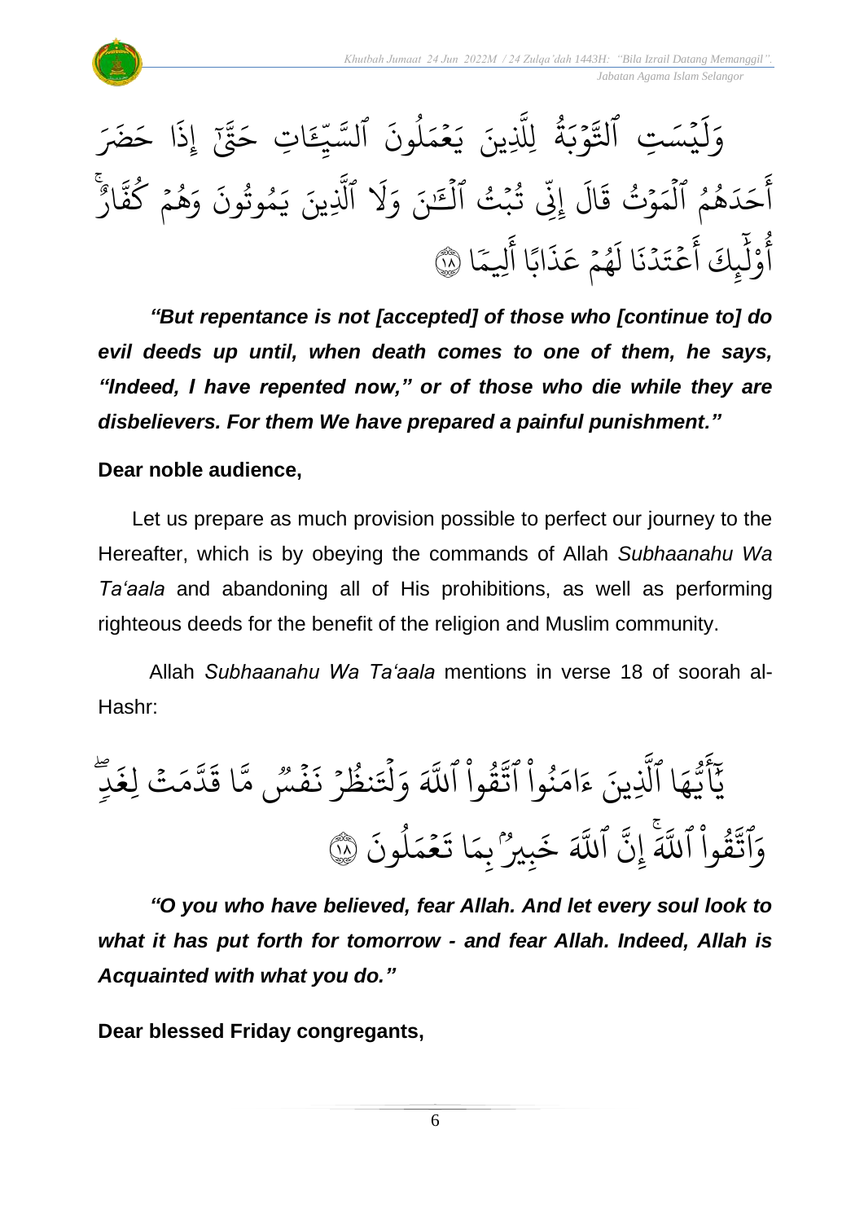وَلَيۡسَتِ ٱلتَّوۡبَةُ لِلَّذِينَ يَعۡمَلُونَ ٱلسَّيِّـَٔاتِ حَتَّىٰٓ إِذَا حَضَرَ أَحَدَهُمُ ٱلۡمَوۡتُ قَالَ إِنِّي تُبۡتُ ٱلۡـَٰٔنَ وَلَا ٱلَّذِينَ يَمُوتُونَ وَهُمۡ كُفَّارٌۚ أُوْلَـٰٓئِكَ أَعۡتَدۡنَا لَهُمۡ عَذَابًا أَلِيمًا ۝١٨

***"But repentance is not [accepted] of those who [continue to] do evil deeds up until, when death comes to one of them, he says, "Indeed, I have repented now," or of those who die while they are disbelievers. For them We have prepared a painful punishment."***

**Dear noble audience,**

Let us prepare as much provision possible to perfect our journey to the Hereafter, which is by obeying the commands of Allah *Subhaanahu Wa Ta'aala* and abandoning all of His prohibitions, as well as performing righteous deeds for the benefit of the religion and Muslim community.

Allah *Subhaanahu Wa Ta'aala* mentions in verse 18 of soorah al-Hashr:

يَـٰٓأَيُّهَا ٱلَّذِينَ ءَامَنُواْ ٱتَّقُواْ ٱللَّهَ وَلۡتَنظُرۡ نَفۡسٌ مَّا قَدَّمَتۡ لِغَدٍۖ وَٱتَّقُواْ ٱللَّهَۚ إِنَّ ٱللَّهَ خَبِيرُۢ بِمَا تَعۡمَلُونَ ۝١٨

***"O you who have believed, fear Allah. And let every soul look to what it has put forth for tomorrow - and fear Allah. Indeed, Allah is Acquainted with what you do."***

**Dear blessed Friday congregants,**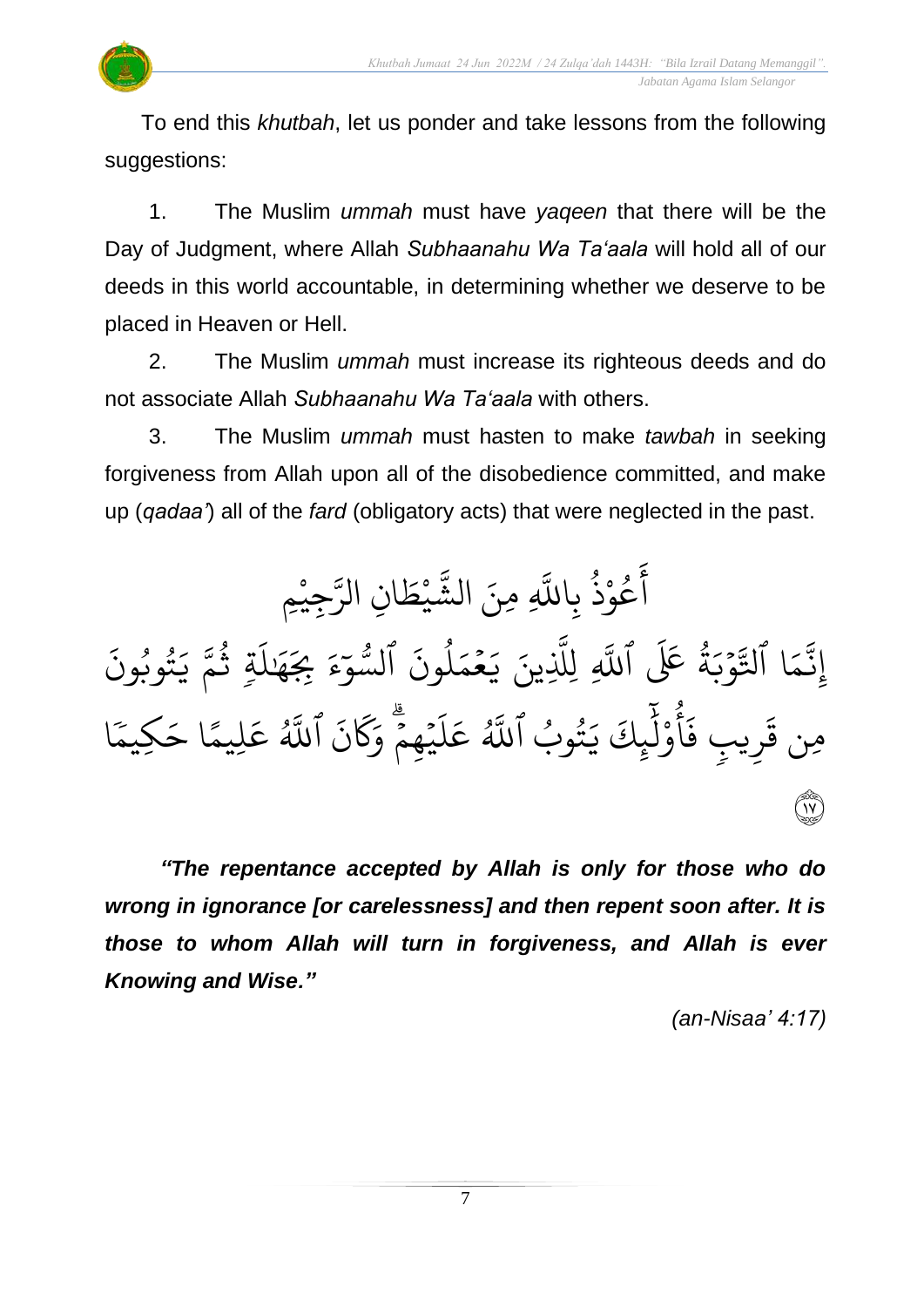To end this *khutbah*, let us ponder and take lessons from the following suggestions:

1. The Muslim *ummah* must have *yaqeen* that there will be the Day of Judgment, where Allah *Subhaanahu Wa Ta'aala* will hold all of our deeds in this world accountable, in determining whether we deserve to be placed in Heaven or Hell.

2. The Muslim *ummah* must increase its righteous deeds and do not associate Allah *Subhaanahu Wa Ta'aala* with others.

3. The Muslim *ummah* must hasten to make *tawbah* in seeking forgiveness from Allah upon all of the disobedience committed, and make up (*qadaa'*) all of the *fard* (obligatory acts) that were neglected in the past.

أَعُوْذُ بِاللَّهِ مِنَ الشَّيْطَانِ الرَّجِيْمِ

إِنَّمَا ٱلتَّوْبَةُ عَلَى ٱللَّهِ لِلَّذِينَ يَعْمَلُونَ ٱلسُّوٓءَ بِجَهَٰلَةٖ ثُمَّ يَتُوبُونَ مِن قَرِيبٖ فَأُوْلَٰٓئِكَ يَتُوبُ ٱللَّهُ عَلَيۡهِمۡۗ وَكَانَ ٱللَّهُ عَلِيمًا حَكِيمٗا ١٧

***"The repentance accepted by Allah is only for those who do wrong in ignorance [or carelessness] and then repent soon after. It is those to whom Allah will turn in forgiveness, and Allah is ever Knowing and Wise."***

*(an-Nisaa' 4:17)*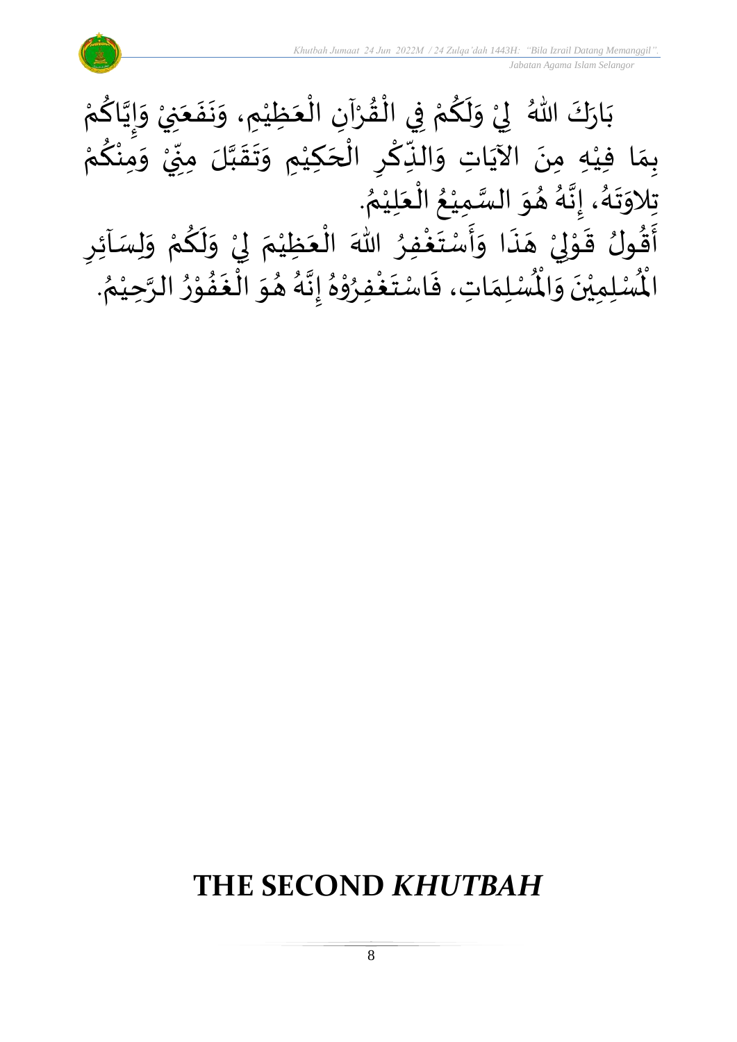بَارَكَ اللهُ لِيْ وَلَكُمْ فِي الْقُرْآنِ الْعَظِيْمِ، وَنَفَعَنِيْ وَإِيَّاكُمْ بِمَا فِيْهِ مِنَ الآيَاتِ وَالذِّكْرِ الْحَكِيْمِ وَتَقَبَّلَ مِنِّيْ وَمِنْكُمْ تِلاوَتَهُ، إِنَّهُ هُوَ السَّمِيْعُ الْعَلِيْمُ.

أَقُولُ قَوْلِيْ هَذَا وَأَسْتَغْفِرُ اللهَ الْعَظِيْمَ لِيْ وَلَكُمْ وَلِسَآئِرِ الْمُسْلِمِيْنَ وَالْمُسْلِمَاتِ، فَاسْتَغْفِرُوْهُ إِنَّهُ هُوَ الْغَفُوْرُ الرَّحِيْمُ.

## THE SECOND *KHUTBAH*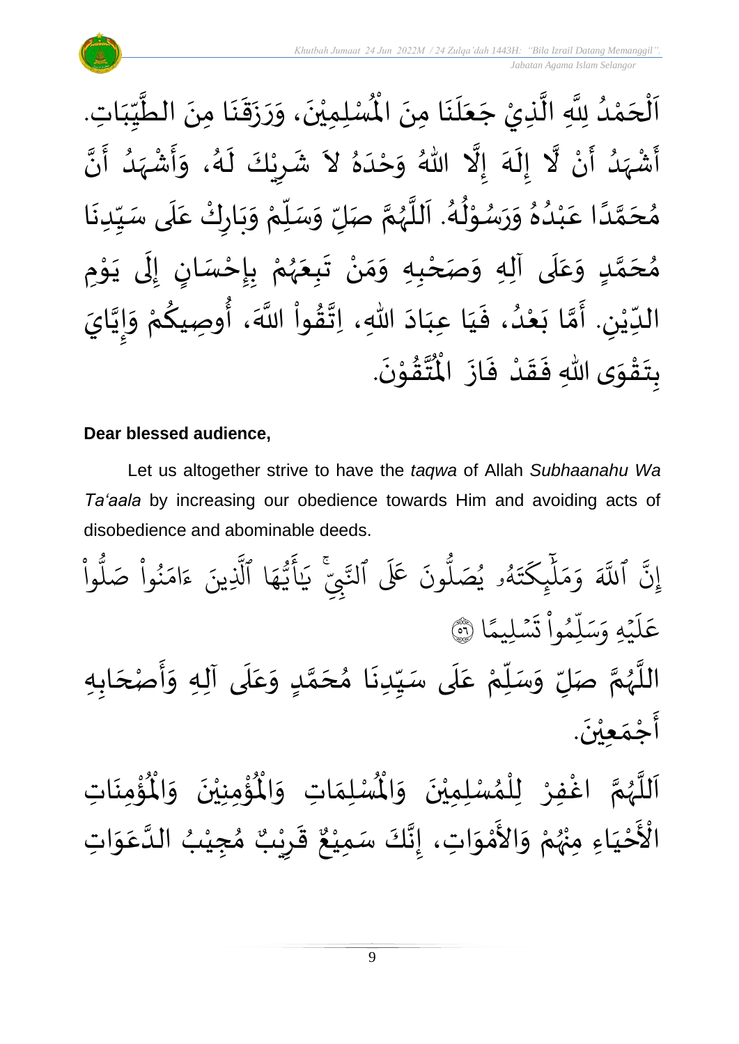اَلْحَمْدُ لِلَّهِ الَّذِيْ جَعَلَنَا مِنَ الْمُسْلِمِيْنَ، وَرَزَقَنَا مِنَ الطَّيِّبَاتِ. أَشْهَدُ أَنْ لَّا إِلَهَ إِلَّا اللهُ وَحْدَهُ لاَ شَرِيْكَ لَهُ، وَأَشْهَدُ أَنَّ مُحَمَّدًا عَبْدُهُ وَرَسُوْلُهُ. اَللَّهُمَّ صَلِّ وَسَلِّمْ وَبَارِكْ عَلَى سَيِّدِنَا مُحَمَّدٍ وَعَلَى آلِهِ وَصَحْبِهِ وَمَنْ تَبِعَهُمْ بِإِحْسَانٍ إِلَى يَوْمِ الدِّيْنِ. أَمَّا بَعْدُ، فَيَا عِبَادَ اللهِ، اِتَّقُواْ اللَّهَ، أُوصِيكُمْ وَإِيَّايَ بِتَقْوَى اللهِ فَقَدْ فَازَ الْمُتَّقُوْنَ.

**Dear blessed audience,**

Let us altogether strive to have the *taqwa* of Allah *Subhaanahu Wa Ta'aala* by increasing our obedience towards Him and avoiding acts of disobedience and abominable deeds.

إِنَّ ٱللَّهَ وَمَلَٰٓئِكَتَهُۥ يُصَلُّونَ عَلَى ٱلنَّبِيِّۚ يَٰٓأَيُّهَا ٱلَّذِينَ ءَامَنُواْ صَلُّواْ عَلَيۡهِ وَسَلِّمُواْ تَسۡلِيمًا ﴿٥٦﴾

اللَّهُمَّ صَلِّ وَسَلِّمْ عَلَى سَيِّدِنَا مُحَمَّدٍ وَعَلَى آلِهِ وَأَصْحَابِهِ أَجْمَعِيْنَ.

اَللَّهُمَّ اغْفِرْ لِلْمُسْلِمِيْنَ وَالْمُسْلِمَاتِ وَالْمُؤْمِنِيْنَ وَالْمُؤْمِنَاتِ الْأَحْيَاءِ مِنْهُمْ وَالأَمْوَاتِ، إِنَّكَ سَمِيْعٌ قَرِيْبٌ مُجِيْبُ الدَّعَوَاتِ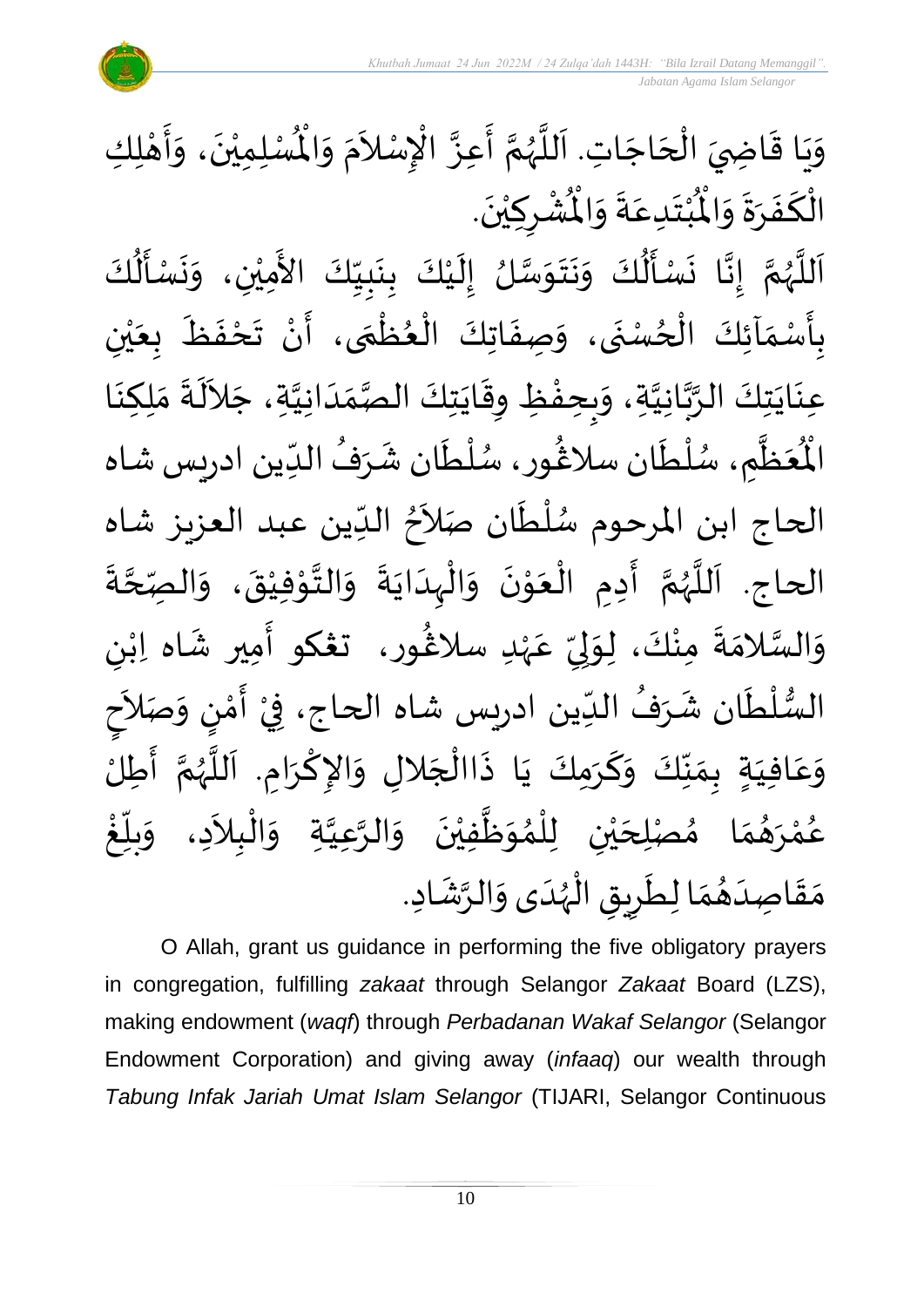وَيَا قَاضِيَ الْحَاجَاتِ. اَللَّهُمَّ أَعِزَّ الْإِسْلاَمَ وَالْمُسْلِمِيْنَ، وَأَهْلِكِ الْكَفَرَةَ وَالْمُبْتَدِعَةَ وَالْمُشْرِكِيْنَ.

اَللَّهُمَّ إِنَّا نَسْأَلُكَ وَنَتَوَسَّلُ إِلَيْكَ بِنَبِيِّكَ الأَمِيْنِ، وَنَسْأَلُكَ بِأَسْمَآئِكَ الْحُسْنَى، وَصِفَاتِكَ الْعُظْمَى، أَنْ تَحْفَظَ بِعَيْنِ عِنَايَتِكَ الرَّبَّانِيَّةِ، وَبِحِفْظِ وِقَايَتِكَ الصَّمَدَانِيَّةِ، جَلاَلَةَ مَلِكِنَا الْمُعَظَّمِ، سُلْطَان سلاڠور، سُلْطَان شَرَفُ الدِّين ادريس شاه الحاج ابن المرحوم سُلْطَان صَلاَحُ الدِّين عبد العزيز شاه الحاج. اَللَّهُمَّ أَدِمِ الْعَوْنَ وَالْهِدَايَةَ وَالتَّوْفِيْقَ، وَالصِّحَّةَ وَالسَّلامَةَ مِنْكَ، لِوَلِيِّ عَهْدِ سلاڠور، تڠكو أَمِير شَاه اِبْنِ السُّلْطَان شَرَفُ الدِّين ادريس شاه الحاج، فِيْ أَمْنٍ وَصَلاَحٍ وَعَافِيَةٍ بِمَنِّكَ وَكَرَمِكَ يَا ذَاالْجَلاَلِ وَالإِكْرَامِ. اَللَّهُمَّ أَطِلْ عُمْرَهُمَا مُصْلِحَيْنِ لِلْمُوَظَّفِيْنَ وَالرَّعِيَّةِ وَالْبِلاَدِ، وَبَلِّغْ مَقَاصِدَهُمَا لِطَرِيقِ الْهُدَى وَالرَّشَادِ.

O Allah, grant us guidance in performing the five obligatory prayers in congregation, fulfilling *zakaat* through Selangor *Zakaat* Board (LZS), making endowment (*waqf*) through *Perbadanan Wakaf Selangor* (Selangor Endowment Corporation) and giving away (*infaaq*) our wealth through *Tabung Infak Jariah Umat Islam Selangor* (TIJARI, Selangor Continuous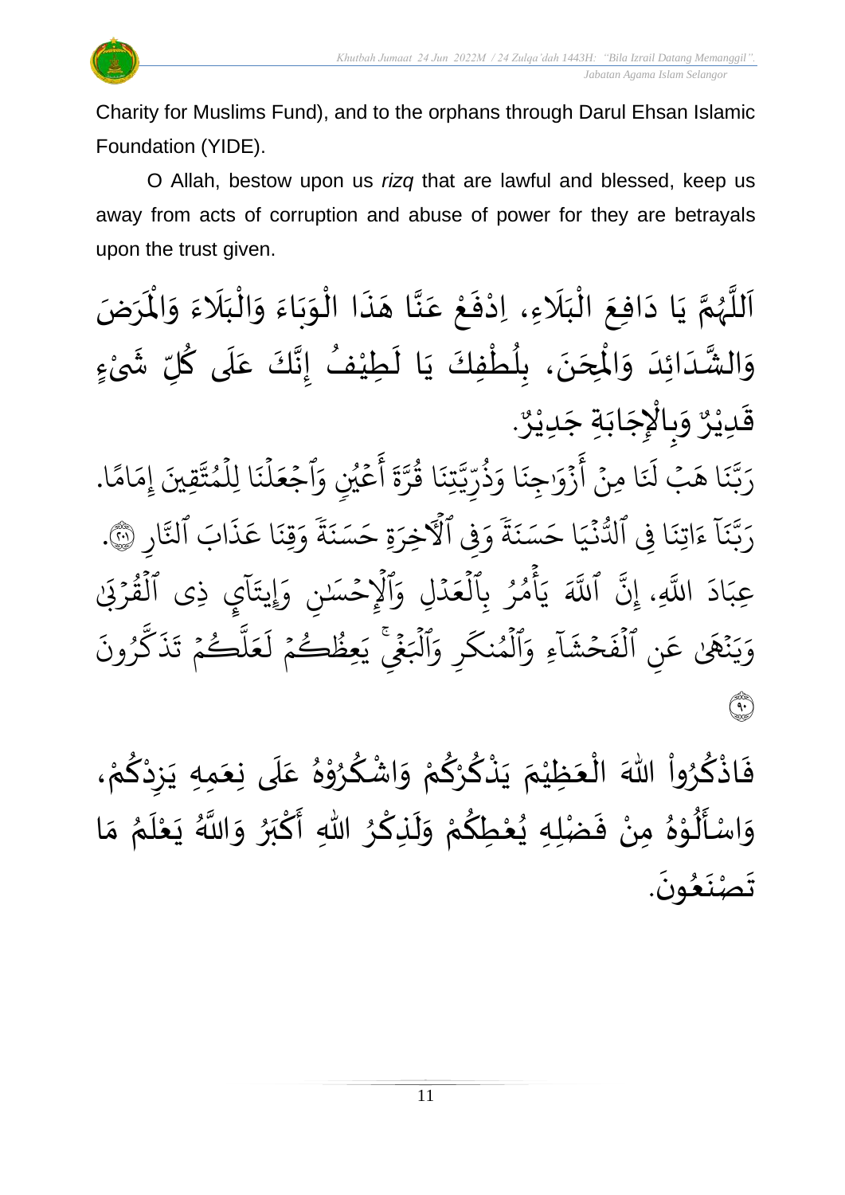Charity for Muslims Fund), and to the orphans through Darul Ehsan Islamic Foundation (YIDE).

O Allah, bestow upon us *rizq* that are lawful and blessed, keep us away from acts of corruption and abuse of power for they are betrayals upon the trust given.

اَللَّهُمَّ يَا دَافِعَ الْبَلَاءِ، اِدْفَعْ عَنَّا هَذَا الْوَبَاءَ وَالْبَلَاءَ وَالْمَرَضَ وَالشَّدَائِدَ وَالْمِحَنَ، بِلُطْفِكَ يَا لَطِيْفُ إِنَّكَ عَلَى كُلِّ شَيْءٍ قَدِيْرٌ وَبِالْإِجَابَةِ جَدِيْرٌ.

رَبَّنَا هَبْ لَنَا مِنْ أَزْوَاجِنَا وَذُرِّيَّتِنَا قُرَّةَ أَعْيُنٍ وَٱجْعَلْنَا لِلْمُتَّقِينَ إِمَامًا.

رَبَّنَآ ءَاتِنَا فِي ٱلدُّنْيَا حَسَنَةً وَفِي ٱلْأٓخِرَةِ حَسَنَةً وَقِنَا عَذَابَ ٱلنَّارِ ﴿٢٠١﴾.

عِبَادَ اللَّهِ، إِنَّ ٱللَّهَ يَأْمُرُ بِٱلْعَدْلِ وَٱلْإِحْسَانِ وَإِيتَآيِ ذِي ٱلْقُرْبَىٰ وَيَنْهَىٰ عَنِ ٱلْفَحْشَآءِ وَٱلْمُنكَرِ وَٱلْبَغْيِ ۚ يَعِظُكُمْ لَعَلَّكُمْ تَذَكَّرُونَ ﴿٩٠﴾

فَاذْكُرُوا اللهَ الْعَظِيْمَ يَذْكُرْكُمْ وَاشْكُرُوْهُ عَلَى نِعَمِهِ يَزِدْكُمْ، وَاسْأَلُوْهُ مِنْ فَضْلِهِ يُعْطِكُمْ وَلَذِكْرُ اللهِ أَكْبَرُ وَاللَّهُ يَعْلَمُ مَا تَصْنَعُونَ.